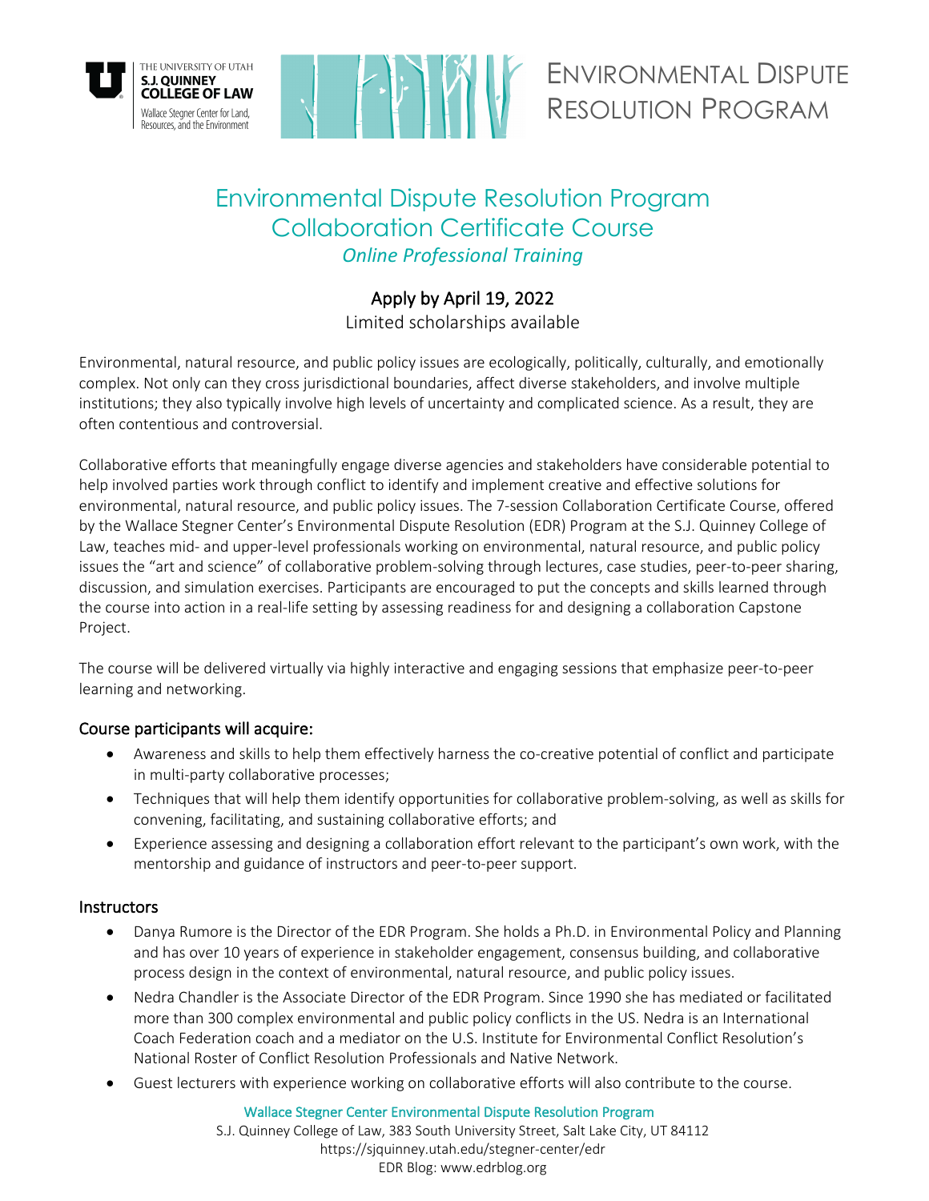THE UNIVERSITY OF UTAH
**S.J. QUINNEY COLLEGE OF LAW**
Wallace Stegner Center for Land, Resources, and the Environment

ENVIRONMENTAL DISPUTE RESOLUTION PROGRAM

# Environmental Dispute Resolution Program Collaboration Certificate Course

*Online Professional Training*

## Apply by April 19, 2022

Limited scholarships available

Environmental, natural resource, and public policy issues are ecologically, politically, culturally, and emotionally complex. Not only can they cross jurisdictional boundaries, affect diverse stakeholders, and involve multiple institutions; they also typically involve high levels of uncertainty and complicated science. As a result, they are often contentious and controversial.

Collaborative efforts that meaningfully engage diverse agencies and stakeholders have considerable potential to help involved parties work through conflict to identify and implement creative and effective solutions for environmental, natural resource, and public policy issues. The 7-session Collaboration Certificate Course, offered by the Wallace Stegner Center's Environmental Dispute Resolution (EDR) Program at the S.J. Quinney College of Law, teaches mid- and upper-level professionals working on environmental, natural resource, and public policy issues the "art and science" of collaborative problem-solving through lectures, case studies, peer-to-peer sharing, discussion, and simulation exercises. Participants are encouraged to put the concepts and skills learned through the course into action in a real-life setting by assessing readiness for and designing a collaboration Capstone Project.

The course will be delivered virtually via highly interactive and engaging sessions that emphasize peer-to-peer learning and networking.

### Course participants will acquire:

- Awareness and skills to help them effectively harness the co-creative potential of conflict and participate in multi-party collaborative processes;
- Techniques that will help them identify opportunities for collaborative problem-solving, as well as skills for convening, facilitating, and sustaining collaborative efforts; and
- Experience assessing and designing a collaboration effort relevant to the participant's own work, with the mentorship and guidance of instructors and peer-to-peer support.

### Instructors

- Danya Rumore is the Director of the EDR Program. She holds a Ph.D. in Environmental Policy and Planning and has over 10 years of experience in stakeholder engagement, consensus building, and collaborative process design in the context of environmental, natural resource, and public policy issues.
- Nedra Chandler is the Associate Director of the EDR Program. Since 1990 she has mediated or facilitated more than 300 complex environmental and public policy conflicts in the US. Nedra is an International Coach Federation coach and a mediator on the U.S. Institute for Environmental Conflict Resolution's National Roster of Conflict Resolution Professionals and Native Network.
- Guest lecturers with experience working on collaborative efforts will also contribute to the course.

Wallace Stegner Center Environmental Dispute Resolution Program
S.J. Quinney College of Law, 383 South University Street, Salt Lake City, UT 84112
https://sjquinney.utah.edu/stegner-center/edr
EDR Blog: www.edrblog.org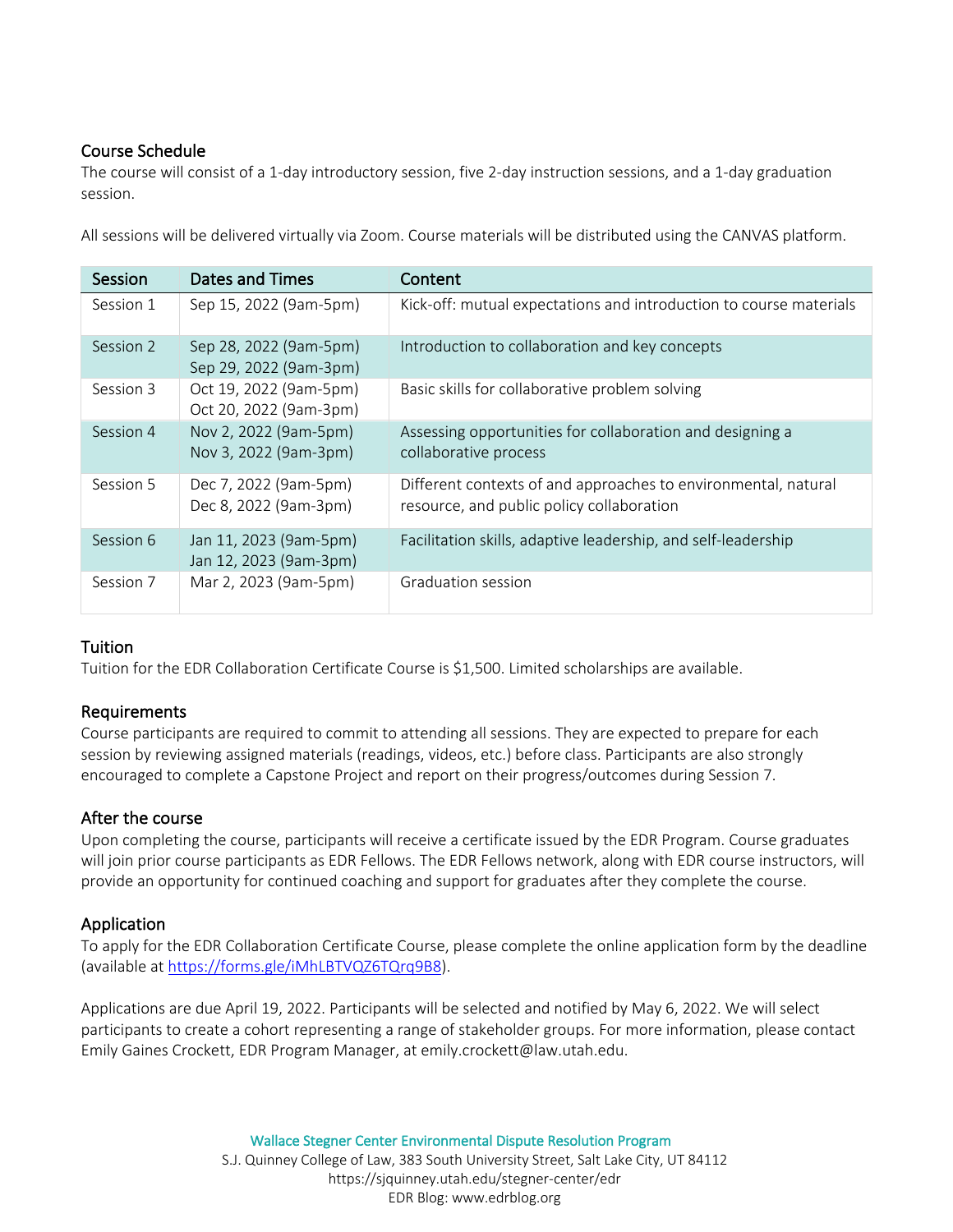## Course Schedule

The course will consist of a 1-day introductory session, five 2-day instruction sessions, and a 1-day graduation session.

All sessions will be delivered virtually via Zoom. Course materials will be distributed using the CANVAS platform.

| Session | Dates and Times | Content |
|---|---|---|
| Session 1 | Sep 15, 2022 (9am-5pm) | Kick-off: mutual expectations and introduction to course materials |
| Session 2 | Sep 28, 2022 (9am-5pm)<br>Sep 29, 2022 (9am-3pm) | Introduction to collaboration and key concepts |
| Session 3 | Oct 19, 2022 (9am-5pm)<br>Oct 20, 2022 (9am-3pm) | Basic skills for collaborative problem solving |
| Session 4 | Nov 2, 2022 (9am-5pm)<br>Nov 3, 2022 (9am-3pm) | Assessing opportunities for collaboration and designing a collaborative process |
| Session 5 | Dec 7, 2022 (9am-5pm)<br>Dec 8, 2022 (9am-3pm) | Different contexts of and approaches to environmental, natural resource, and public policy collaboration |
| Session 6 | Jan 11, 2023 (9am-5pm)<br>Jan 12, 2023 (9am-3pm) | Facilitation skills, adaptive leadership, and self-leadership |
| Session 7 | Mar 2, 2023 (9am-5pm) | Graduation session |

## Tuition

Tuition for the EDR Collaboration Certificate Course is $1,500. Limited scholarships are available.

## Requirements

Course participants are required to commit to attending all sessions. They are expected to prepare for each session by reviewing assigned materials (readings, videos, etc.) before class. Participants are also strongly encouraged to complete a Capstone Project and report on their progress/outcomes during Session 7.

## After the course

Upon completing the course, participants will receive a certificate issued by the EDR Program. Course graduates will join prior course participants as EDR Fellows. The EDR Fellows network, along with EDR course instructors, will provide an opportunity for continued coaching and support for graduates after they complete the course.

## Application

To apply for the EDR Collaboration Certificate Course, please complete the online application form by the deadline (available at [https://forms.gle/iMhLBTVQZ6TQrq9B8](https://forms.gle/iMhLBTVQZ6TQrq9B8)).

Applications are due April 19, 2022. Participants will be selected and notified by May 6, 2022. We will select participants to create a cohort representing a range of stakeholder groups. For more information, please contact Emily Gaines Crockett, EDR Program Manager, at emily.crockett@law.utah.edu.

Wallace Stegner Center Environmental Dispute Resolution Program
S.J. Quinney College of Law, 383 South University Street, Salt Lake City, UT 84112
https://sjquinney.utah.edu/stegner-center/edr
EDR Blog: www.edrblog.org